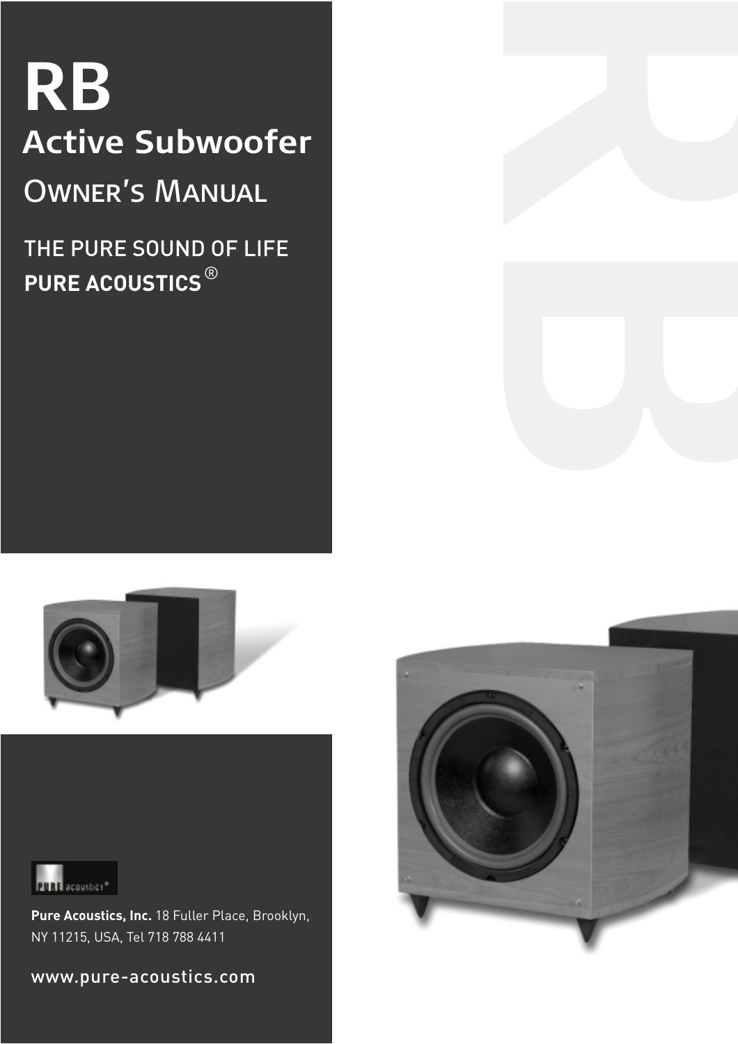# RB

## Active Subwoofer

### Owner's Manual

THE PURE SOUND OF LIFE
**PURE ACOUSTICS**®

**Pure Acoustics, Inc.** 18 Fuller Place, Brooklyn, NY 11215, USA, Tel 718 788 4411

www.pure-acoustics.com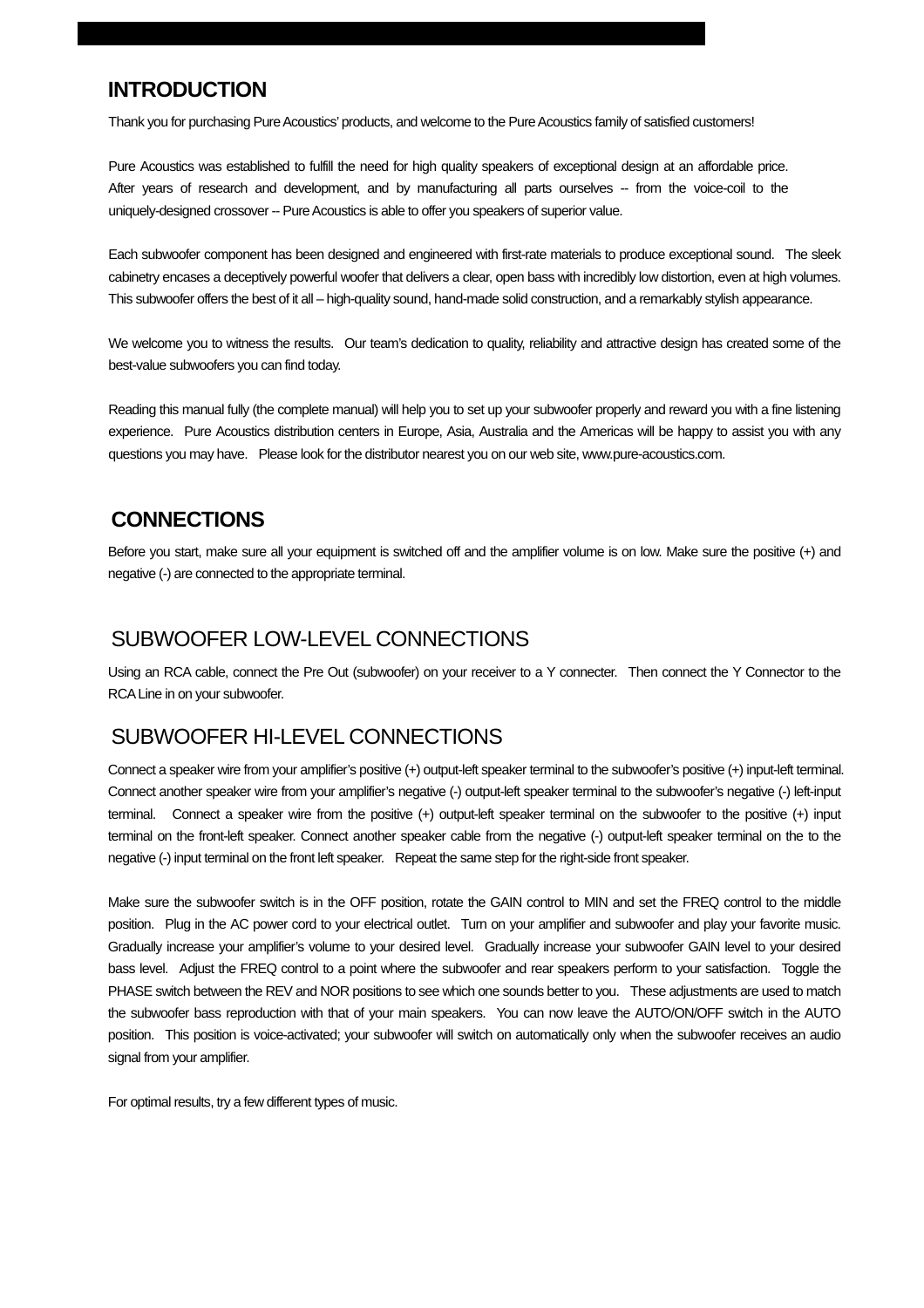## INTRODUCTION

Thank you for purchasing Pure Acoustics' products, and welcome to the Pure Acoustics family of satisfied customers!

Pure Acoustics was established to fulfill the need for high quality speakers of exceptional design at an affordable price. After years of research and development, and by manufacturing all parts ourselves -- from the voice-coil to the uniquely-designed crossover -- Pure Acoustics is able to offer you speakers of superior value.

Each subwoofer component has been designed and engineered with first-rate materials to produce exceptional sound. The sleek cabinetry encases a deceptively powerful woofer that delivers a clear, open bass with incredibly low distortion, even at high volumes. This subwoofer offers the best of it all – high-quality sound, hand-made solid construction, and a remarkably stylish appearance.

We welcome you to witness the results. Our team's dedication to quality, reliability and attractive design has created some of the best-value subwoofers you can find today.

Reading this manual fully (the complete manual) will help you to set up your subwoofer properly and reward you with a fine listening experience. Pure Acoustics distribution centers in Europe, Asia, Australia and the Americas will be happy to assist you with any questions you may have. Please look for the distributor nearest you on our web site, www.pure-acoustics.com.

## CONNECTIONS

Before you start, make sure all your equipment is switched off and the amplifier volume is on low. Make sure the positive (+) and negative (-) are connected to the appropriate terminal.

### SUBWOOFER LOW-LEVEL CONNECTIONS

Using an RCA cable, connect the Pre Out (subwoofer) on your receiver to a Y connecter. Then connect the Y Connector to the RCA Line in on your subwoofer.

### SUBWOOFER HI-LEVEL CONNECTIONS

Connect a speaker wire from your amplifier's positive (+) output-left speaker terminal to the subwoofer's positive (+) input-left terminal. Connect another speaker wire from your amplifier's negative (-) output-left speaker terminal to the subwoofer's negative (-) left-input terminal. Connect a speaker wire from the positive (+) output-left speaker terminal on the subwoofer to the positive (+) input terminal on the front-left speaker. Connect another speaker cable from the negative (-) output-left speaker terminal on the to the negative (-) input terminal on the front left speaker. Repeat the same step for the right-side front speaker.

Make sure the subwoofer switch is in the OFF position, rotate the GAIN control to MIN and set the FREQ control to the middle position. Plug in the AC power cord to your electrical outlet. Turn on your amplifier and subwoofer and play your favorite music. Gradually increase your amplifier's volume to your desired level. Gradually increase your subwoofer GAIN level to your desired bass level. Adjust the FREQ control to a point where the subwoofer and rear speakers perform to your satisfaction. Toggle the PHASE switch between the REV and NOR positions to see which one sounds better to you. These adjustments are used to match the subwoofer bass reproduction with that of your main speakers. You can now leave the AUTO/ON/OFF switch in the AUTO position. This position is voice-activated; your subwoofer will switch on automatically only when the subwoofer receives an audio signal from your amplifier.

For optimal results, try a few different types of music.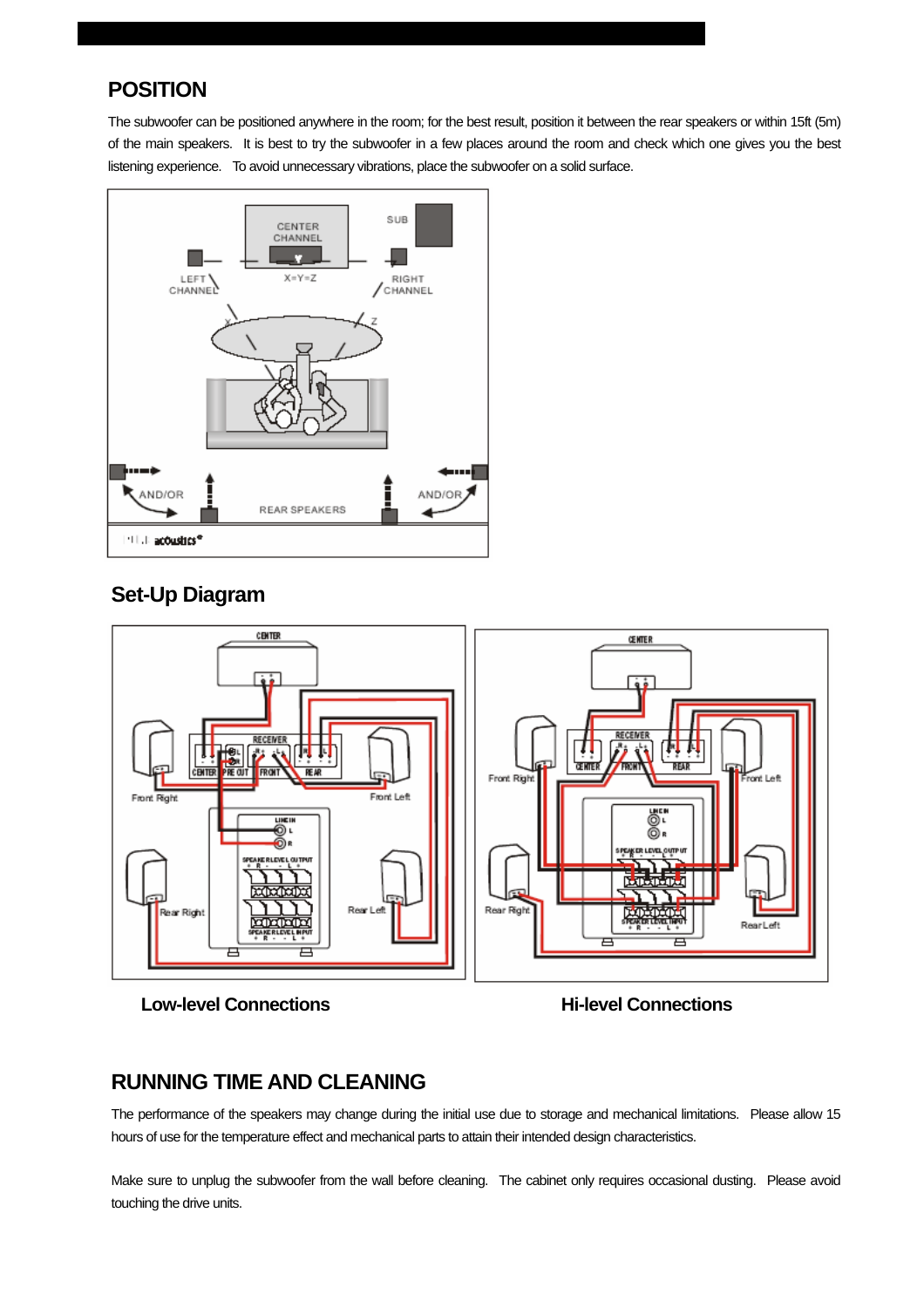## POSITION

The subwoofer can be positioned anywhere in the room; for the best result, position it between the rear speakers or within 15ft (5m) of the main speakers. It is best to try the subwoofer in a few places around the room and check which one gives you the best listening experience. To avoid unnecessary vibrations, place the subwoofer on a solid surface.

## Set-Up Diagram

**Low-level Connections** **Hi-level Connections**

## RUNNING TIME AND CLEANING

The performance of the speakers may change during the initial use due to storage and mechanical limitations. Please allow 15 hours of use for the temperature effect and mechanical parts to attain their intended design characteristics.

Make sure to unplug the subwoofer from the wall before cleaning. The cabinet only requires occasional dusting. Please avoid touching the drive units.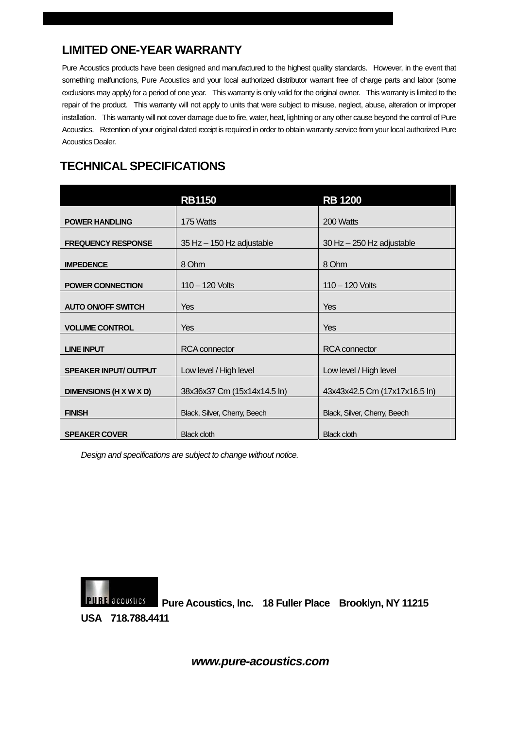## LIMITED ONE-YEAR WARRANTY

Pure Acoustics products have been designed and manufactured to the highest quality standards. However, in the event that something malfunctions, Pure Acoustics and your local authorized distributor warrant free of charge parts and labor (some exclusions may apply) for a period of one year. This warranty is only valid for the original owner. This warranty is limited to the repair of the product. This warranty will not apply to units that were subject to misuse, neglect, abuse, alteration or improper installation. This warranty will not cover damage due to fire, water, heat, lightning or any other cause beyond the control of Pure Acoustics. Retention of your original dated receipt is required in order to obtain warranty service from your local authorized Pure Acoustics Dealer.

## TECHNICAL SPECIFICATIONS

| | RB1150 | RB 1200 |
|---|---|---|
| POWER HANDLING | 175 Watts | 200 Watts |
| FREQUENCY RESPONSE | 35 Hz – 150 Hz adjustable | 30 Hz – 250 Hz adjustable |
| IMPEDENCE | 8 Ohm | 8 Ohm |
| POWER CONNECTION | 110 – 120 Volts | 110 – 120 Volts |
| AUTO ON/OFF SWITCH | Yes | Yes |
| VOLUME CONTROL | Yes | Yes |
| LINE INPUT | RCA connector | RCA connector |
| SPEAKER INPUT/ OUTPUT | Low level / High level | Low level / High level |
| DIMENSIONS (H X W X D) | 38x36x37 Cm (15x14x14.5 In) | 43x43x42.5 Cm (17x17x16.5 In) |
| FINISH | Black, Silver, Cherry, Beech | Black, Silver, Cherry, Beech |
| SPEAKER COVER | Black cloth | Black cloth |

*Design and specifications are subject to change without notice.*

PURE acoustics **Pure Acoustics, Inc. 18 Fuller Place Brooklyn, NY 11215 USA 718.788.4411**

***www.pure-acoustics.com***